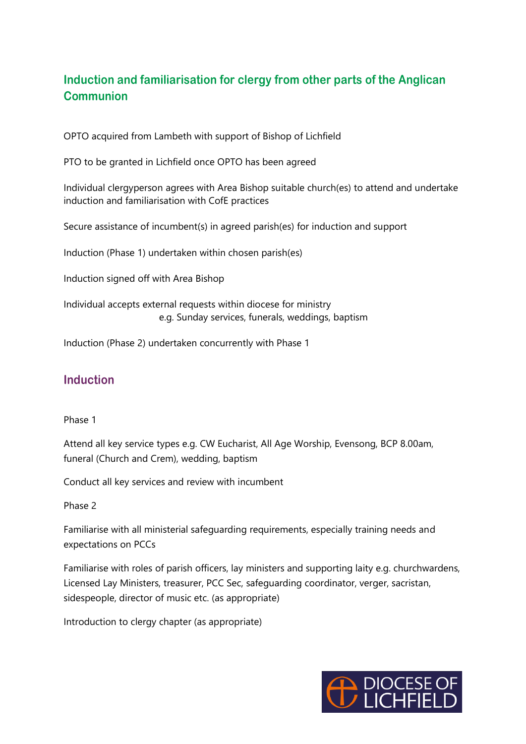## Induction and familiarisation for clergy from other parts of the Anglican Communion

OPTO acquired from Lambeth with support of Bishop of Lichfield

PTO to be granted in Lichfield once OPTO has been agreed

Individual clergyperson agrees with Area Bishop suitable church(es) to attend and undertake induction and familiarisation with CofE practices

Secure assistance of incumbent(s) in agreed parish(es) for induction and support

Induction (Phase 1) undertaken within chosen parish(es)

Induction signed off with Area Bishop

Individual accepts external requests within diocese for ministry
e.g. Sunday services, funerals, weddings, baptism

Induction (Phase 2) undertaken concurrently with Phase 1

### Induction

Phase 1

Attend all key service types e.g. CW Eucharist, All Age Worship, Evensong, BCP 8.00am, funeral (Church and Crem), wedding, baptism

Conduct all key services and review with incumbent

Phase 2

Familiarise with all ministerial safeguarding requirements, especially training needs and expectations on PCCs

Familiarise with roles of parish officers, lay ministers and supporting laity e.g. churchwardens, Licensed Lay Ministers, treasurer, PCC Sec, safeguarding coordinator, verger, sacristan, sidespeople, director of music etc. (as appropriate)

Introduction to clergy chapter (as appropriate)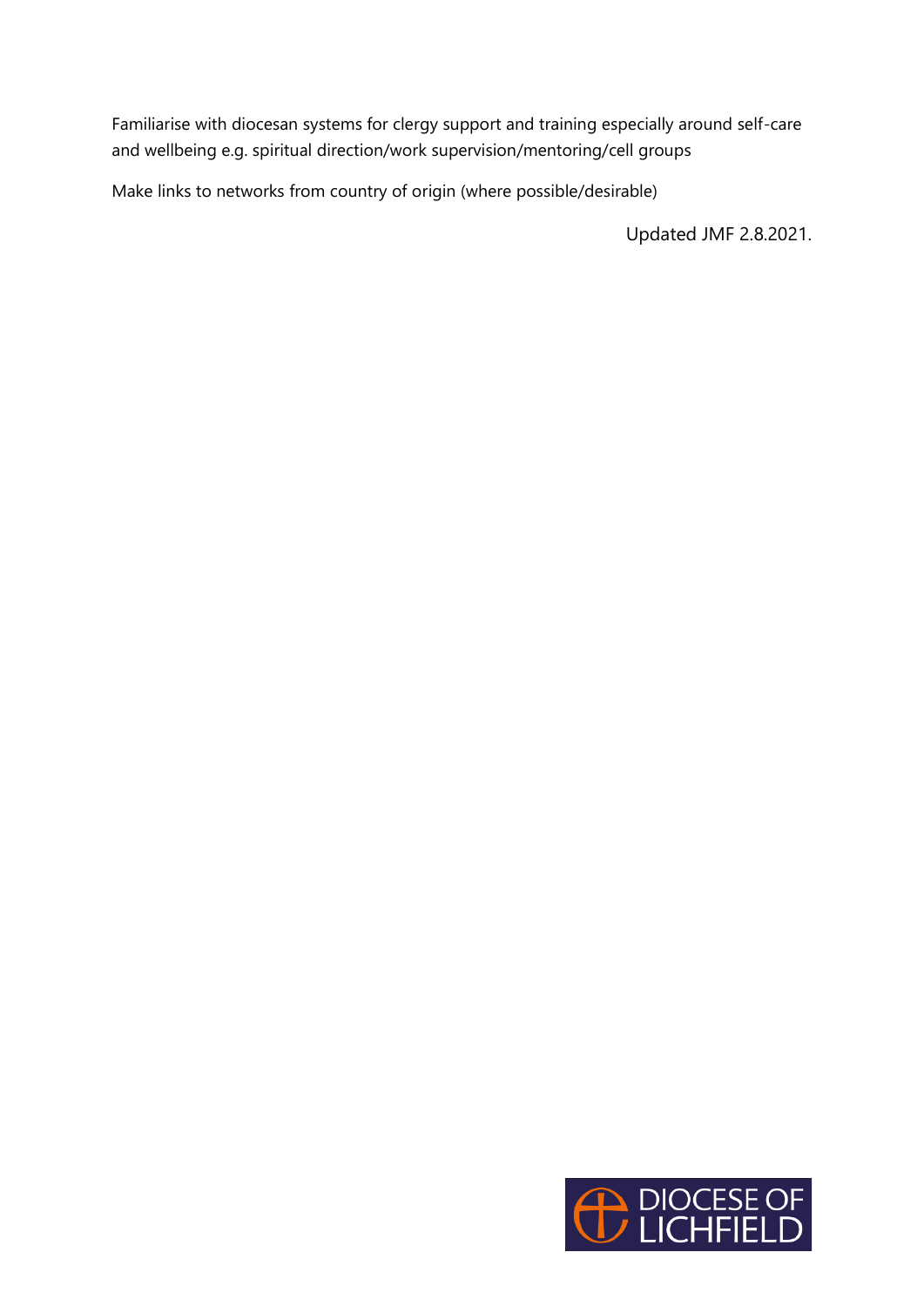Familiarise with diocesan systems for clergy support and training especially around self-care and wellbeing e.g. spiritual direction/work supervision/mentoring/cell groups

Make links to networks from country of origin (where possible/desirable)

Updated JMF 2.8.2021.